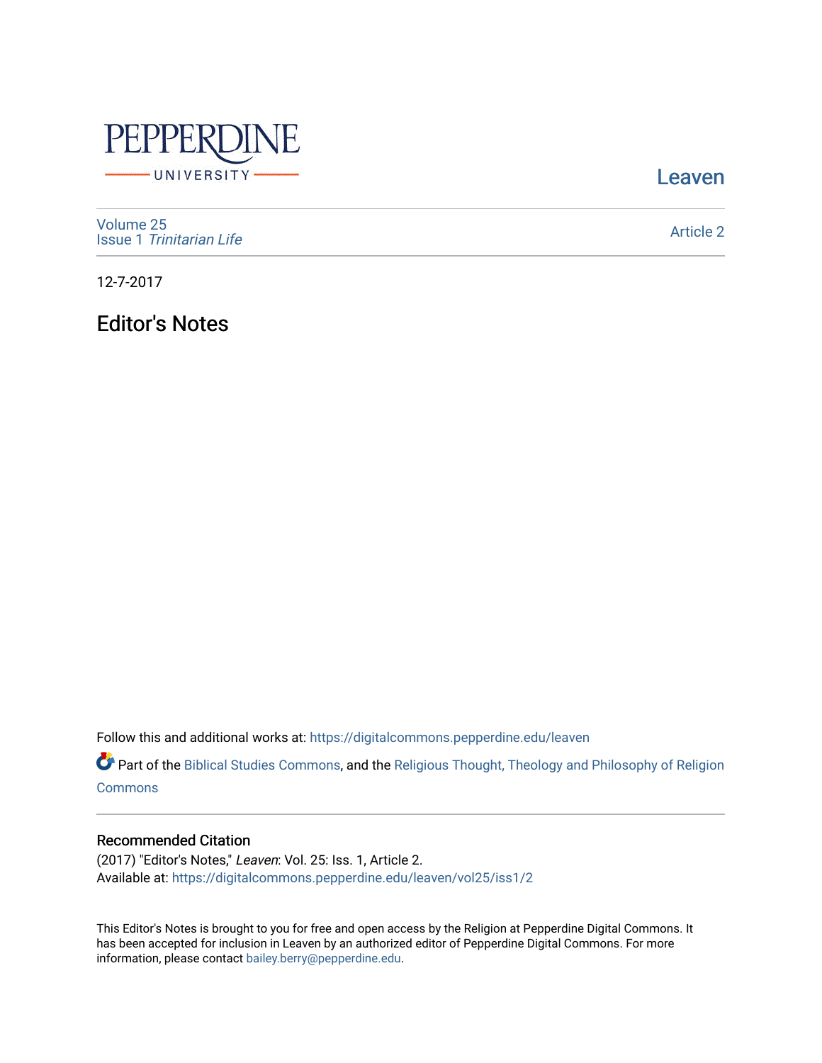PEPPERDINE UNIVERSITY

Leaven

Volume 25
Issue 1 *Trinitarian Life*

Article 2

12-7-2017

# Editor's Notes

Follow this and additional works at: https://digitalcommons.pepperdine.edu/leaven

Part of the Biblical Studies Commons, and the Religious Thought, Theology and Philosophy of Religion Commons

## Recommended Citation

(2017) "Editor's Notes," *Leaven*: Vol. 25: Iss. 1, Article 2.
Available at: https://digitalcommons.pepperdine.edu/leaven/vol25/iss1/2

This Editor's Notes is brought to you for free and open access by the Religion at Pepperdine Digital Commons. It has been accepted for inclusion in Leaven by an authorized editor of Pepperdine Digital Commons. For more information, please contact bailey.berry@pepperdine.edu.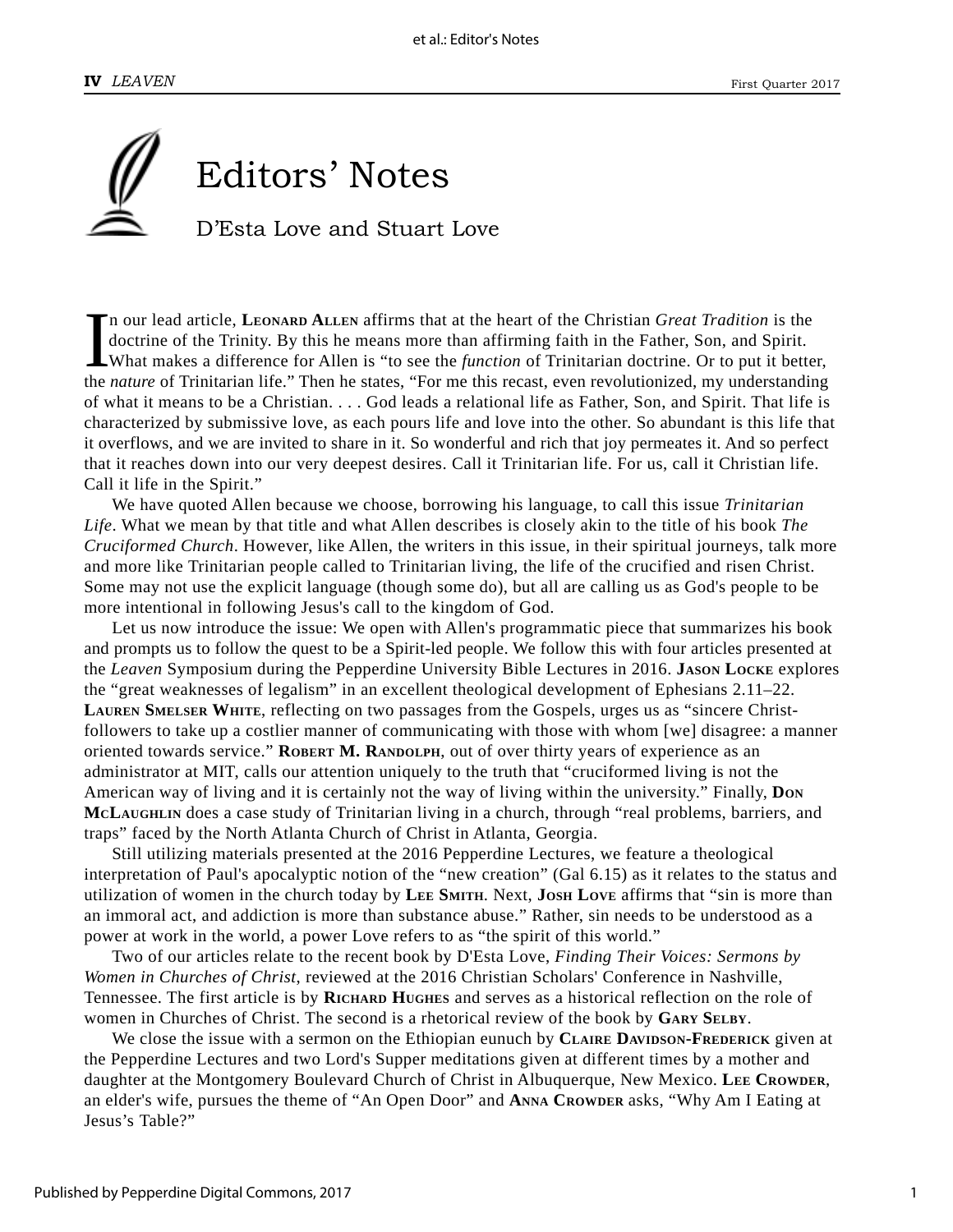# Editors' Notes

D'Esta Love and Stuart Love

In our lead article, **Leonard Allen** affirms that at the heart of the Christian *Great Tradition* is the doctrine of the Trinity. By this he means more than affirming faith in the Father, Son, and Spirit. What makes a difference for Allen is "to see the *function* of Trinitarian doctrine. Or to put it better, the *nature* of Trinitarian life." Then he states, "For me this recast, even revolutionized, my understanding of what it means to be a Christian. . . . God leads a relational life as Father, Son, and Spirit. That life is characterized by submissive love, as each pours life and love into the other. So abundant is this life that it overflows, and we are invited to share in it. So wonderful and rich that joy permeates it. And so perfect that it reaches down into our very deepest desires. Call it Trinitarian life. For us, call it Christian life. Call it life in the Spirit."

We have quoted Allen because we choose, borrowing his language, to call this issue *Trinitarian Life*. What we mean by that title and what Allen describes is closely akin to the title of his book *The Cruciformed Church*. However, like Allen, the writers in this issue, in their spiritual journeys, talk more and more like Trinitarian people called to Trinitarian living, the life of the crucified and risen Christ. Some may not use the explicit language (though some do), but all are calling us as God's people to be more intentional in following Jesus's call to the kingdom of God.

Let us now introduce the issue: We open with Allen's programmatic piece that summarizes his book and prompts us to follow the quest to be a Spirit-led people. We follow this with four articles presented at the *Leaven* Symposium during the Pepperdine University Bible Lectures in 2016. **Jason Locke** explores the "great weaknesses of legalism" in an excellent theological development of Ephesians 2.11–22. **Lauren Smelser White**, reflecting on two passages from the Gospels, urges us as "sincere Christ-followers to take up a costlier manner of communicating with those with whom [we] disagree: a manner oriented towards service." **Robert M. Randolph**, out of over thirty years of experience as an administrator at MIT, calls our attention uniquely to the truth that "cruciformed living is not the American way of living and it is certainly not the way of living within the university." Finally, **Don McLaughlin** does a case study of Trinitarian living in a church, through "real problems, barriers, and traps" faced by the North Atlanta Church of Christ in Atlanta, Georgia.

Still utilizing materials presented at the 2016 Pepperdine Lectures, we feature a theological interpretation of Paul's apocalyptic notion of the "new creation" (Gal 6.15) as it relates to the status and utilization of women in the church today by **Lee Smith**. Next, **Josh Love** affirms that "sin is more than an immoral act, and addiction is more than substance abuse." Rather, sin needs to be understood as a power at work in the world, a power Love refers to as "the spirit of this world."

Two of our articles relate to the recent book by D'Esta Love, *Finding Their Voices: Sermons by Women in Churches of Christ*, reviewed at the 2016 Christian Scholars' Conference in Nashville, Tennessee. The first article is by **Richard Hughes** and serves as a historical reflection on the role of women in Churches of Christ. The second is a rhetorical review of the book by **Gary Selby**.

We close the issue with a sermon on the Ethiopian eunuch by **Claire Davidson-Frederick** given at the Pepperdine Lectures and two Lord's Supper meditations given at different times by a mother and daughter at the Montgomery Boulevard Church of Christ in Albuquerque, New Mexico. **Lee Crowder**, an elder's wife, pursues the theme of "An Open Door" and **Anna Crowder** asks, "Why Am I Eating at Jesus's Table?"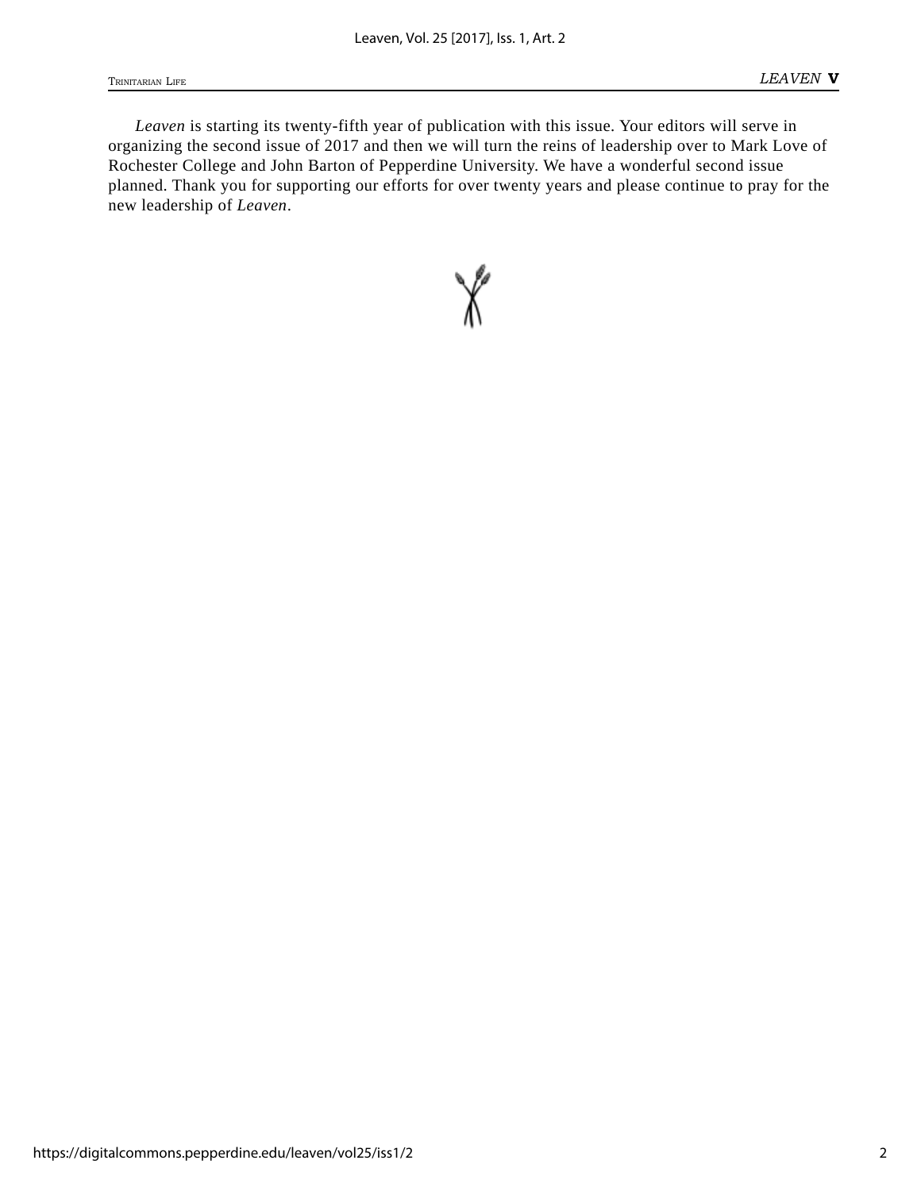*Leaven* is starting its twenty-fifth year of publication with this issue. Your editors will serve in organizing the second issue of 2017 and then we will turn the reins of leadership over to Mark Love of Rochester College and John Barton of Pepperdine University. We have a wonderful second issue planned. Thank you for supporting our efforts for over twenty years and please continue to pray for the new leadership of *Leaven*.